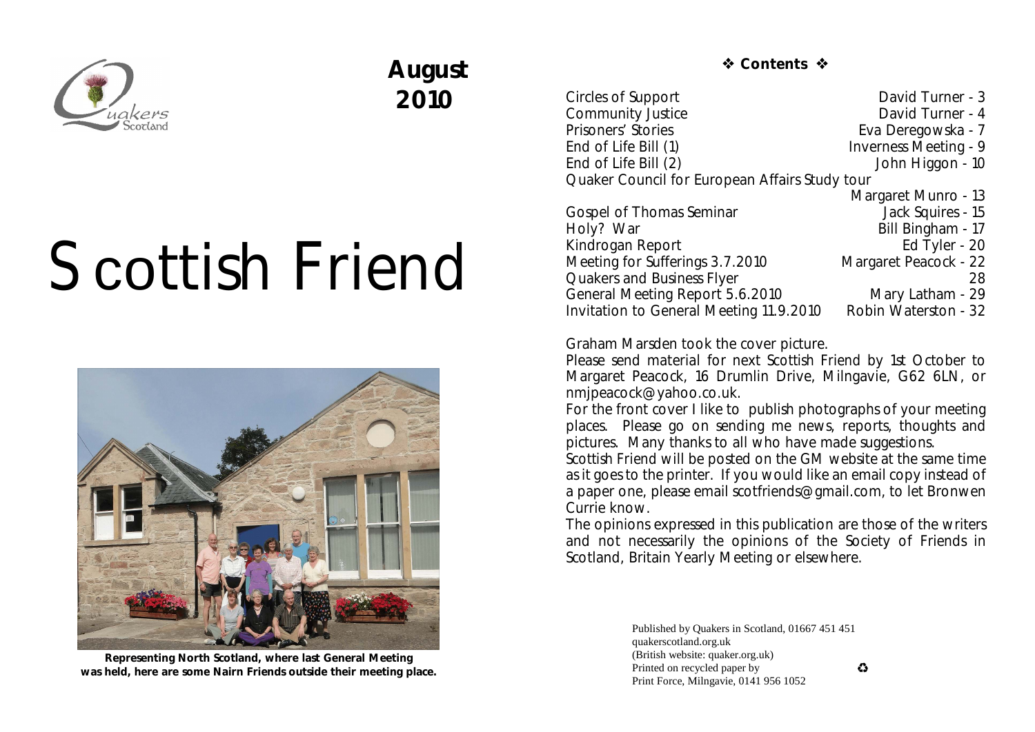**August 2010**

# Scottish Friend

**Representing North Scotland, where last General Meeting was held, here are some Nairn Friends outside their meeting place.**

### ❖ Contents ❖

| | |
|---|---|
| Circles of Support | David Turner - 3 |
| Community Justice | David Turner - 4 |
| Prisoners' Stories | Eva Deregowska - 7 |
| End of Life Bill (1) | Inverness Meeting - 9 |
| End of Life Bill (2) | John Higgon - 10 |
| Quaker Council for European Affairs Study tour | Margaret Munro - 13 |
| Gospel of Thomas Seminar | Jack Squires - 15 |
| Holy? War | Bill Bingham - 17 |
| Kindrogan Report | Ed Tyler - 20 |
| Meeting for Sufferings 3.7.2010 | Margaret Peacock - 22 |
| Quakers and Business Flyer | 28 |
| General Meeting Report 5.6.2010 | Mary Latham - 29 |
| Invitation to General Meeting 11.9.2010 | Robin Waterston - 32 |

Graham Marsden took the cover picture.

Please send material for next Scottish Friend by 1st October to Margaret Peacock, 16 Drumlin Drive, Milngavie, G62 6LN, or nmjpeacock@yahoo.co.uk.

For the front cover I like to publish photographs of your meeting places. Please go on sending me news, reports, thoughts and pictures. Many thanks to all who have made suggestions.

Scottish Friend will be posted on the GM website at the same time as it goes to the printer. If you would like an email copy instead of a paper one, please email scotfriends@gmail.com, to let Bronwen Currie know.

The opinions expressed in this publication are those of the writers and not necessarily the opinions of the Society of Friends in Scotland, Britain Yearly Meeting or elsewhere.

Published by Quakers in Scotland, 01667 451 451
quakerscotland.org.uk
(British website: quaker.org.uk)
Printed on recycled paper by ♻
Print Force, Milngavie, 0141 956 1052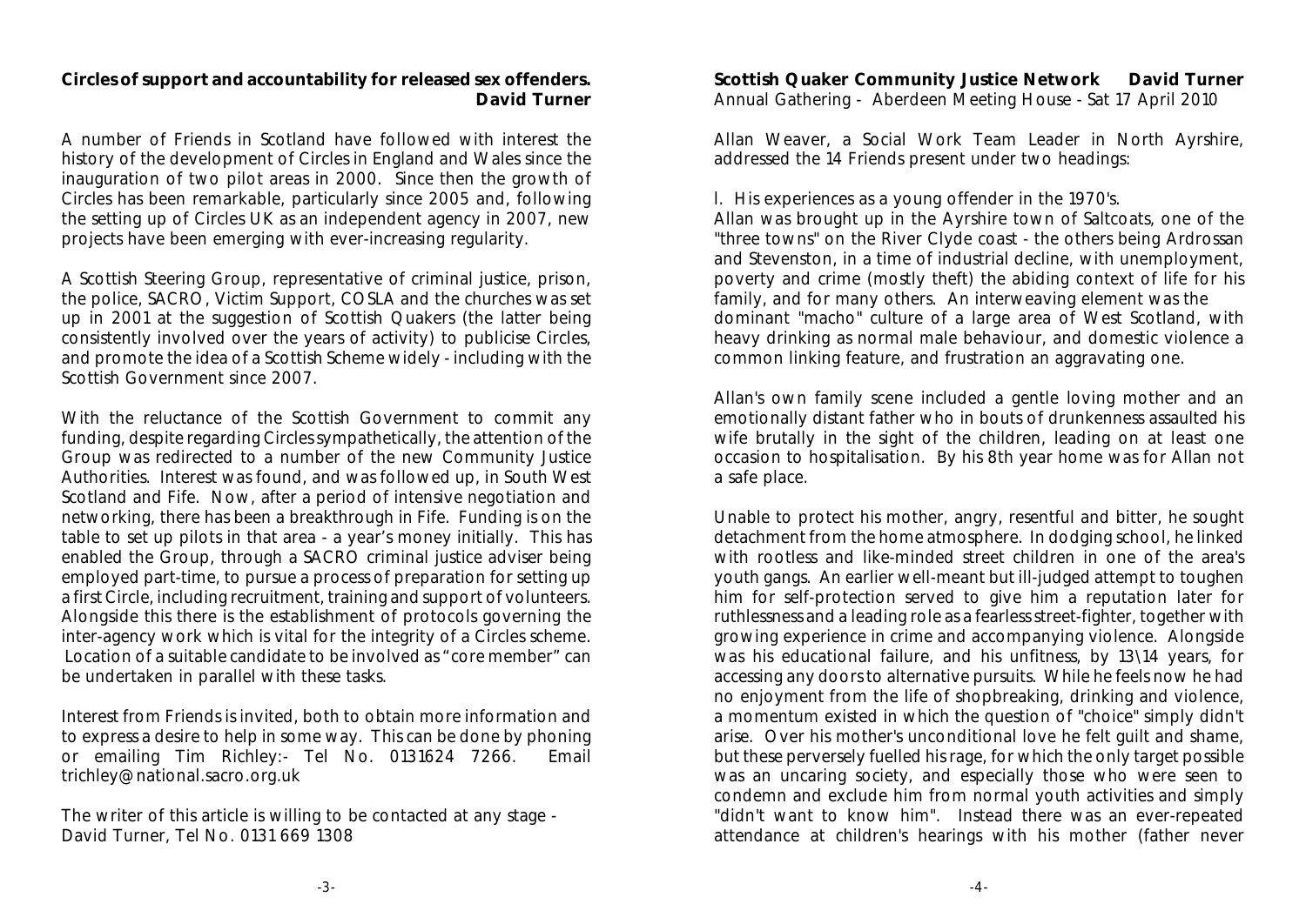## Circles of support and accountability for released sex offenders.

**David Turner**

A number of Friends in Scotland have followed with interest the history of the development of Circles in England and Wales since the inauguration of two pilot areas in 2000. Since then the growth of Circles has been remarkable, particularly since 2005 and, following the setting up of Circles UK as an independent agency in 2007, new projects have been emerging with ever-increasing regularity.

A Scottish Steering Group, representative of criminal justice, prison, the police, SACRO, Victim Support, COSLA and the churches was set up in 2001 at the suggestion of Scottish Quakers (the latter being consistently involved over the years of activity) to publicise Circles, and promote the idea of a Scottish Scheme widely - including with the Scottish Government since 2007.

With the reluctance of the Scottish Government to commit any funding, despite regarding Circles sympathetically, the attention of the Group was redirected to a number of the new Community Justice Authorities. Interest was found, and was followed up, in South West Scotland and Fife. Now, after a period of intensive negotiation and networking, there has been a breakthrough in Fife. Funding is on the table to set up pilots in that area - a year's money initially. This has enabled the Group, through a SACRO criminal justice adviser being employed part-time, to pursue a process of preparation for setting up a first Circle, including recruitment, training and support of volunteers. Alongside this there is the establishment of protocols governing the inter-agency work which is vital for the integrity of a Circles scheme. Location of a suitable candidate to be involved as "core member" can be undertaken in parallel with these tasks.

Interest from Friends is invited, both to obtain more information and to express a desire to help in some way. This can be done by phoning or emailing Tim Richley:- Tel No. 0131624 7266. Email trichley@national.sacro.org.uk

The writer of this article is willing to be contacted at any stage - David Turner, Tel No. 0131 669 1308

## Scottish Quaker Community Justice Network

**David Turner**

Annual Gathering - Aberdeen Meeting House - Sat 17 April 2010

Allan Weaver, a Social Work Team Leader in North Ayrshire, addressed the 14 Friends present under two headings:

I. His experiences as a young offender in the 1970's.

Allan was brought up in the Ayrshire town of Saltcoats, one of the "three towns" on the River Clyde coast - the others being Ardrossan and Stevenston, in a time of industrial decline, with unemployment, poverty and crime (mostly theft) the abiding context of life for his family, and for many others. An interweaving element was the dominant "macho" culture of a large area of West Scotland, with heavy drinking as normal male behaviour, and domestic violence a common linking feature, and frustration an aggravating one.

Allan's own family scene included a gentle loving mother and an emotionally distant father who in bouts of drunkenness assaulted his wife brutally in the sight of the children, leading on at least one occasion to hospitalisation. By his 8th year home was for Allan not a safe place.

Unable to protect his mother, angry, resentful and bitter, he sought detachment from the home atmosphere. In dodging school, he linked with rootless and like-minded street children in one of the area's youth gangs. An earlier well-meant but ill-judged attempt to toughen him for self-protection served to give him a reputation later for ruthlessness and a leading role as a fearless street-fighter, together with growing experience in crime and accompanying violence. Alongside was his educational failure, and his unfitness, by 13\14 years, for accessing any doors to alternative pursuits. While he feels now he had no enjoyment from the life of shopbreaking, drinking and violence, a momentum existed in which the question of "choice" simply didn't arise. Over his mother's unconditional love he felt guilt and shame, but these perversely fuelled his rage, for which the only target possible was an uncaring society, and especially those who were seen to condemn and exclude him from normal youth activities and simply "didn't want to know him". Instead there was an ever-repeated attendance at children's hearings with his mother (father never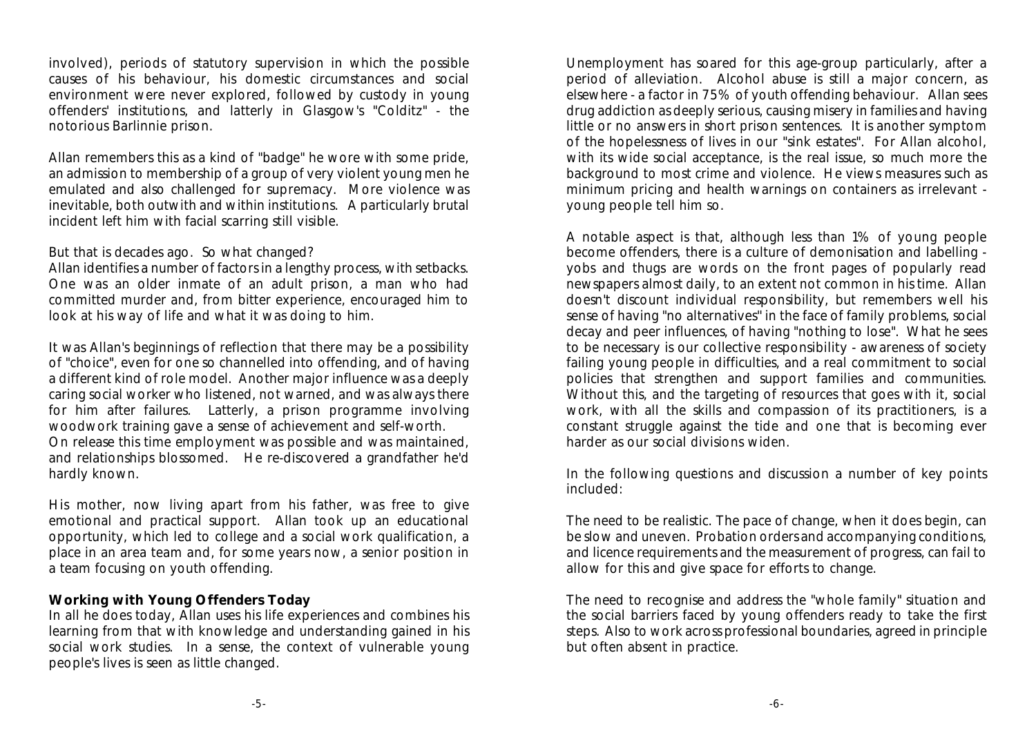involved), periods of statutory supervision in which the possible causes of his behaviour, his domestic circumstances and social environment were never explored, followed by custody in young offenders' institutions, and latterly in Glasgow's "Colditz" - the notorious Barlinnie prison.

Allan remembers this as a kind of "badge" he wore with some pride, an admission to membership of a group of very violent young men he emulated and also challenged for supremacy. More violence was inevitable, both outwith and within institutions. A particularly brutal incident left him with facial scarring still visible.

But that is decades ago. So what changed?
Allan identifies a number of factors in a lengthy process, with setbacks. One was an older inmate of an adult prison, a man who had committed murder and, from bitter experience, encouraged him to look at his way of life and what it was doing to him.

It was Allan's beginnings of reflection that there may be a possibility of "choice", even for one so channelled into offending, and of having a different kind of role model. Another major influence was a deeply caring social worker who listened, not warned, and was always there for him after failures. Latterly, a prison programme involving woodwork training gave a sense of achievement and self-worth.
On release this time employment was possible and was maintained, and relationships blossomed. He re-discovered a grandfather he'd hardly known.

His mother, now living apart from his father, was free to give emotional and practical support. Allan took up an educational opportunity, which led to college and a social work qualification, a place in an area team and, for some years now, a senior position in a team focusing on youth offending.

**Working with Young Offenders Today**
In all he does today, Allan uses his life experiences and combines his learning from that with knowledge and understanding gained in his social work studies. In a sense, the context of vulnerable young people's lives is seen as little changed.

Unemployment has soared for this age-group particularly, after a period of alleviation. Alcohol abuse is still a major concern, as elsewhere - a factor in 75% of youth offending behaviour. Allan sees drug addiction as deeply serious, causing misery in families and having little or no answers in short prison sentences. It is another symptom of the hopelessness of lives in our "sink estates". For Allan alcohol, with its wide social acceptance, is the real issue, so much more the background to most crime and violence. He views measures such as minimum pricing and health warnings on containers as irrelevant - young people tell him so.

A notable aspect is that, although less than 1% of young people become offenders, there is a culture of demonisation and labelling - yobs and thugs are words on the front pages of popularly read newspapers almost daily, to an extent not common in his time. Allan doesn't discount individual responsibility, but remembers well his sense of having "no alternatives" in the face of family problems, social decay and peer influences, of having "nothing to lose". What he sees to be necessary is our collective responsibility - awareness of society failing young people in difficulties, and a real commitment to social policies that strengthen and support families and communities. Without this, and the targeting of resources that goes with it, social work, with all the skills and compassion of its practitioners, is a constant struggle against the tide and one that is becoming ever harder as our social divisions widen.

In the following questions and discussion a number of key points included:

The need to be realistic. The pace of change, when it does begin, can be slow and uneven. Probation orders and accompanying conditions, and licence requirements and the measurement of progress, can fail to allow for this and give space for efforts to change.

The need to recognise and address the "whole family" situation and the social barriers faced by young offenders ready to take the first steps. Also to work across professional boundaries, agreed in principle but often absent in practice.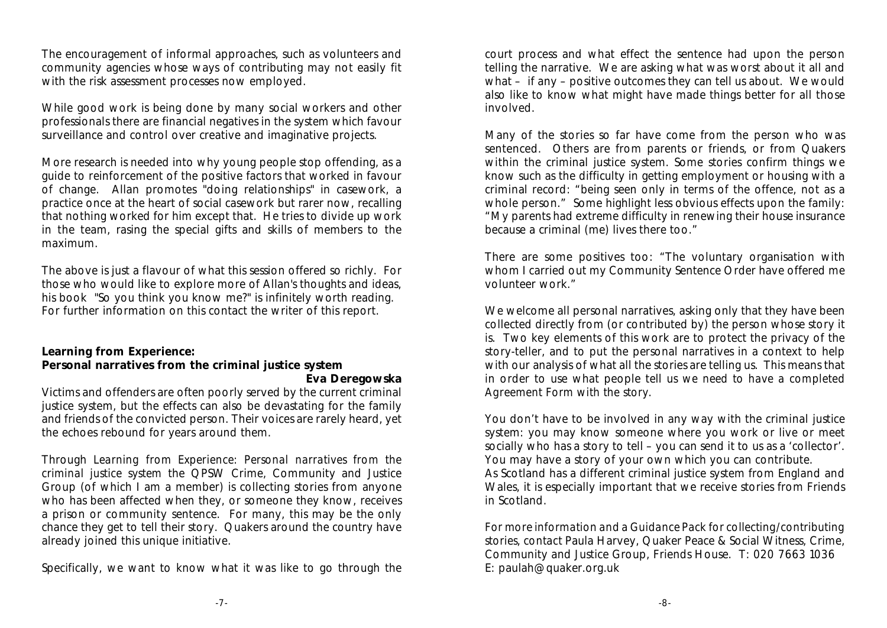The encouragement of informal approaches, such as volunteers and community agencies whose ways of contributing may not easily fit with the risk assessment processes now employed.

While good work is being done by many social workers and other professionals there are financial negatives in the system which favour surveillance and control over creative and imaginative projects.

More research is needed into why young people stop offending, as a guide to reinforcement of the positive factors that worked in favour of change. Allan promotes "doing relationships" in casework, a practice once at the heart of social casework but rarer now, recalling that nothing worked for him except that. He tries to divide up work in the team, rasing the special gifts and skills of members to the maximum.

The above is just a flavour of what this session offered so richly. For those who would like to explore more of Allan's thoughts and ideas, his book "So you think you know me?" is infinitely worth reading. For further information on this contact the writer of this report.

### Learning from Experience: Personal narratives from the criminal justice system

**Eva Deregowska**

Victims and offenders are often poorly served by the current criminal justice system, but the effects can also be devastating for the family and friends of the convicted person. Their voices are rarely heard, yet the echoes rebound for years around them.

Through *Learning from Experience: Personal narratives from the criminal justice system* the QPSW Crime, Community and Justice Group (of which I am a member) is collecting stories from anyone who has been affected when they, or someone they know, receives a prison or community sentence. For many, this may be the only chance they get to tell their story. Quakers around the country have already joined this unique initiative.

Specifically, we want to know what it was like to go through the court process and what effect the sentence had upon the person telling the narrative. We are asking what was worst about it all and what – if any – positive outcomes they can tell us about. We would also like to know what might have made things better for all those involved.

Many of the stories so far have come from the person who was sentenced. Others are from parents or friends, or from Quakers within the criminal justice system. Some stories confirm things we know such as the difficulty in getting employment or housing with a criminal record: "being seen only in terms of the offence, not as a whole person." Some highlight less obvious effects upon the family: "My parents had extreme difficulty in renewing their house insurance because a criminal (me) lives there too."

There are some positives too: "The voluntary organisation with whom I carried out my Community Sentence Order have offered me volunteer work."

We welcome all personal narratives, asking only that they have been collected directly from (or contributed by) the person whose story it is. Two key elements of this work are to protect the privacy of the story-teller, and to put the personal narratives in a context to help with our analysis of what all the stories are telling us. This means that in order to use what people tell us we need to have a completed Agreement Form with the story.

You don't have to be involved in any way with the criminal justice system: you may know someone where you work or live or meet socially who has a story to tell – you can send it to us as a 'collector'. You may have a story of your own which you can contribute.
As Scotland has a different criminal justice system from England and Wales, it is especially important that we receive stories from Friends in Scotland.

For more information and a Guidance Pack for collecting/contributing stories, contact Paula Harvey, Quaker Peace & Social Witness, Crime, Community and Justice Group, Friends House. T: 020 7663 1036
E: paulah@quaker.org.uk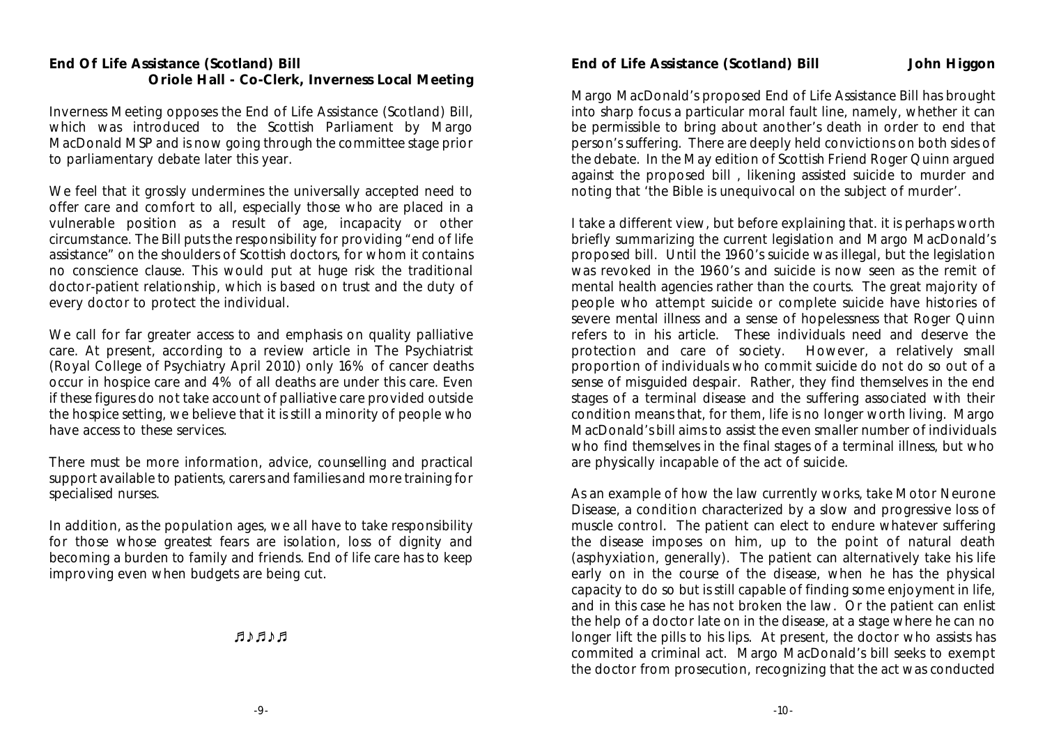## End Of Life Assistance (Scotland) Bill

**Oriole Hall - Co-Clerk, Inverness Local Meeting**

Inverness Meeting opposes the End of Life Assistance (Scotland) Bill, which was introduced to the Scottish Parliament by Margo MacDonald MSP and is now going through the committee stage prior to parliamentary debate later this year.

We feel that it grossly undermines the universally accepted need to offer care and comfort to all, especially those who are placed in a vulnerable position as a result of age, incapacity or other circumstance. The Bill puts the responsibility for providing "end of life assistance" on the shoulders of Scottish doctors, for whom it contains no conscience clause. This would put at huge risk the traditional doctor-patient relationship, which is based on trust and the duty of every doctor to protect the individual.

We call for far greater access to and emphasis on quality palliative care. At present, according to a review article in The Psychiatrist (Royal College of Psychiatry April 2010) only 16% of cancer deaths occur in hospice care and 4% of all deaths are under this care. Even if these figures do not take account of palliative care provided outside the hospice setting, we believe that it is still a minority of people who have access to these services.

There must be more information, advice, counselling and practical support available to patients, carers and families and more training for specialised nurses.

In addition, as the population ages, we all have to take responsibility for those whose greatest fears are isolation, loss of dignity and becoming a burden to family and friends. End of life care has to keep improving even when budgets are being cut.

♬♪♬♪♬

## End of Life Assistance (Scotland) Bill

**John Higgon**

Margo MacDonald's proposed End of Life Assistance Bill has brought into sharp focus a particular moral fault line, namely, whether it can be permissible to bring about another's death in order to end that person's suffering. There are deeply held convictions on both sides of the debate. In the May edition of Scottish Friend Roger Quinn argued against the proposed bill , likening assisted suicide to murder and noting that 'the Bible is unequivocal on the subject of murder'.

I take a different view, but before explaining that. it is perhaps worth briefly summarizing the current legislation and Margo MacDonald's proposed bill. Until the 1960's suicide was illegal, but the legislation was revoked in the 1960's and suicide is now seen as the remit of mental health agencies rather than the courts. The great majority of people who attempt suicide or complete suicide have histories of severe mental illness and a sense of hopelessness that Roger Quinn refers to in his article. These individuals need and deserve the protection and care of society. However, a relatively small proportion of individuals who commit suicide do not do so out of a sense of misguided despair. Rather, they find themselves in the end stages of a terminal disease and the suffering associated with their condition means that, for them, life is no longer worth living. Margo MacDonald's bill aims to assist the even smaller number of individuals who find themselves in the final stages of a terminal illness, but who are physically incapable of the act of suicide.

As an example of how the law currently works, take Motor Neurone Disease, a condition characterized by a slow and progressive loss of muscle control. The patient can elect to endure whatever suffering the disease imposes on him, up to the point of natural death (asphyxiation, generally). The patient can alternatively take his life early on in the course of the disease, when he has the physical capacity to do so but is still capable of finding some enjoyment in life, and in this case he has not broken the law. Or the patient can enlist the help of a doctor late on in the disease, at a stage where he can no longer lift the pills to his lips. At present, the doctor who assists has commited a criminal act. Margo MacDonald's bill seeks to exempt the doctor from prosecution, recognizing that the act was conducted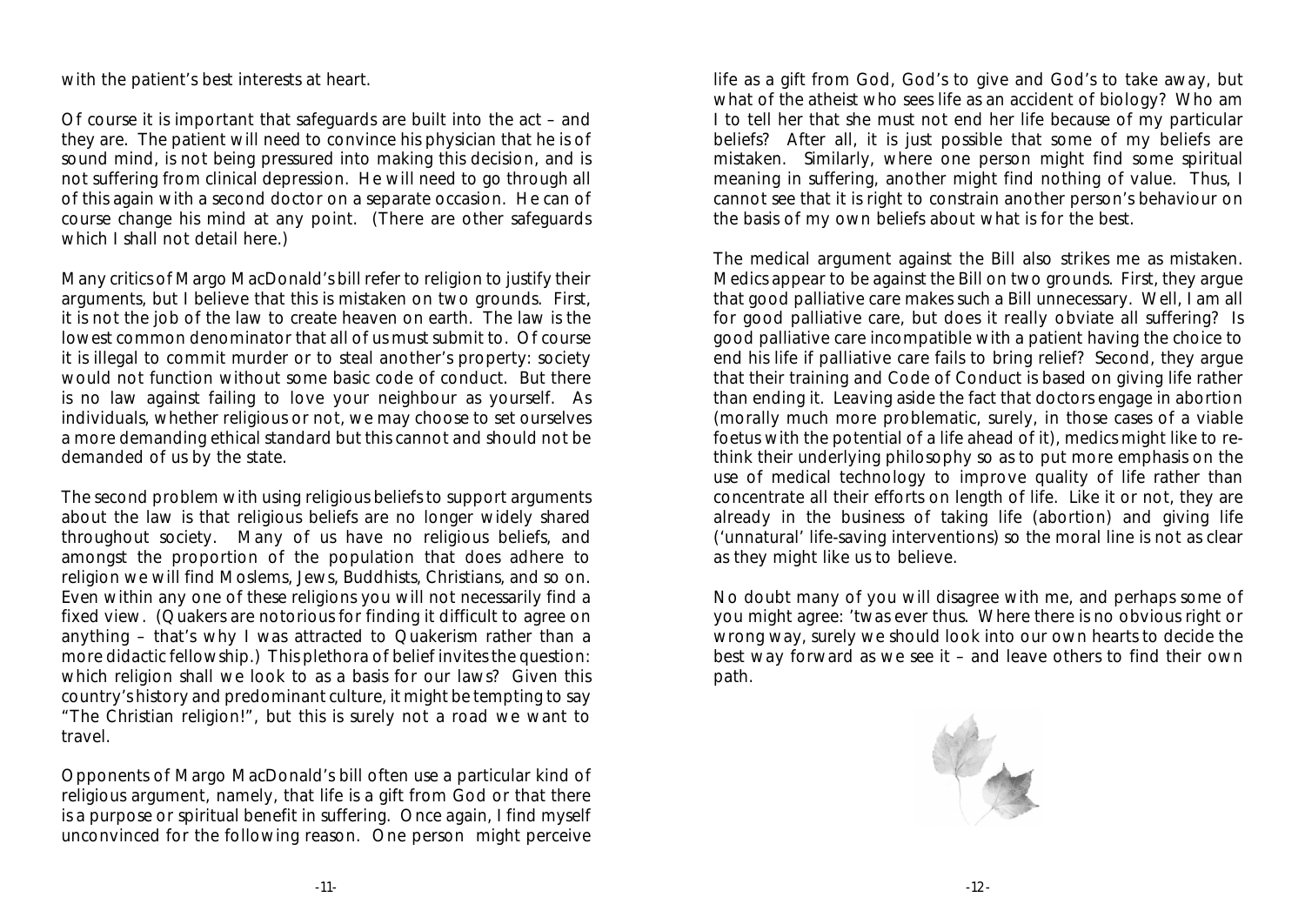with the patient's best interests at heart.

Of course it is important that safeguards are built into the act – and they are. The patient will need to convince his physician that he is of sound mind, is not being pressured into making this decision, and is not suffering from clinical depression. He will need to go through all of this again with a second doctor on a separate occasion. He can of course change his mind at any point. (There are other safeguards which I shall not detail here.)

Many critics of Margo MacDonald's bill refer to religion to justify their arguments, but I believe that this is mistaken on two grounds. First, it is not the job of the law to create heaven on earth. The law is the lowest common denominator that all of us must submit to. Of course it is illegal to commit murder or to steal another's property: society would not function without some basic code of conduct. But there is no law against failing to love your neighbour as yourself. As individuals, whether religious or not, we may choose to set ourselves a more demanding ethical standard but this cannot and should not be demanded of us by the state.

The second problem with using religious beliefs to support arguments about the law is that religious beliefs are no longer widely shared throughout society. Many of us have no religious beliefs, and amongst the proportion of the population that does adhere to religion we will find Moslems, Jews, Buddhists, Christians, and so on. Even within any one of these religions you will not necessarily find a fixed view. (Quakers are notorious for finding it difficult to agree on anything – that's why I was attracted to Quakerism rather than a more didactic fellowship.) This plethora of belief invites the question: which religion shall we look to as a basis for our laws? Given this country's history and predominant culture, it might be tempting to say "The Christian religion!", but this is surely not a road we want to travel.

Opponents of Margo MacDonald's bill often use a particular kind of religious argument, namely, that life is a gift from God or that there is a purpose or spiritual benefit in suffering. Once again, I find myself unconvinced for the following reason. One person might perceive life as a gift from God, God's to give and God's to take away, but what of the atheist who sees life as an accident of biology? Who am I to tell her that she must not end her life because of my particular beliefs? After all, it is just possible that some of my beliefs are mistaken. Similarly, where one person might find some spiritual meaning in suffering, another might find nothing of value. Thus, I cannot see that it is right to constrain another person's behaviour on the basis of my own beliefs about what is for the best.

The medical argument against the Bill also strikes me as mistaken. Medics appear to be against the Bill on two grounds. First, they argue that good palliative care makes such a Bill unnecessary. Well, I am all for good palliative care, but does it really obviate all suffering? Is good palliative care incompatible with a patient having the choice to end his life if palliative care fails to bring relief? Second, they argue that their training and Code of Conduct is based on giving life rather than ending it. Leaving aside the fact that doctors engage in abortion (morally much more problematic, surely, in those cases of a viable foetus with the potential of a life ahead of it), medics might like to re-think their underlying philosophy so as to put more emphasis on the use of medical technology to improve quality of life rather than concentrate all their efforts on length of life. Like it or not, they are already in the business of taking life (abortion) and giving life ('unnatural' life-saving interventions) so the moral line is not as clear as they might like us to believe.

No doubt many of you will disagree with me, and perhaps some of you might agree: 'twas ever thus. Where there is no obvious right or wrong way, surely we should look into our own hearts to decide the best way forward as we see it – and leave others to find their own path.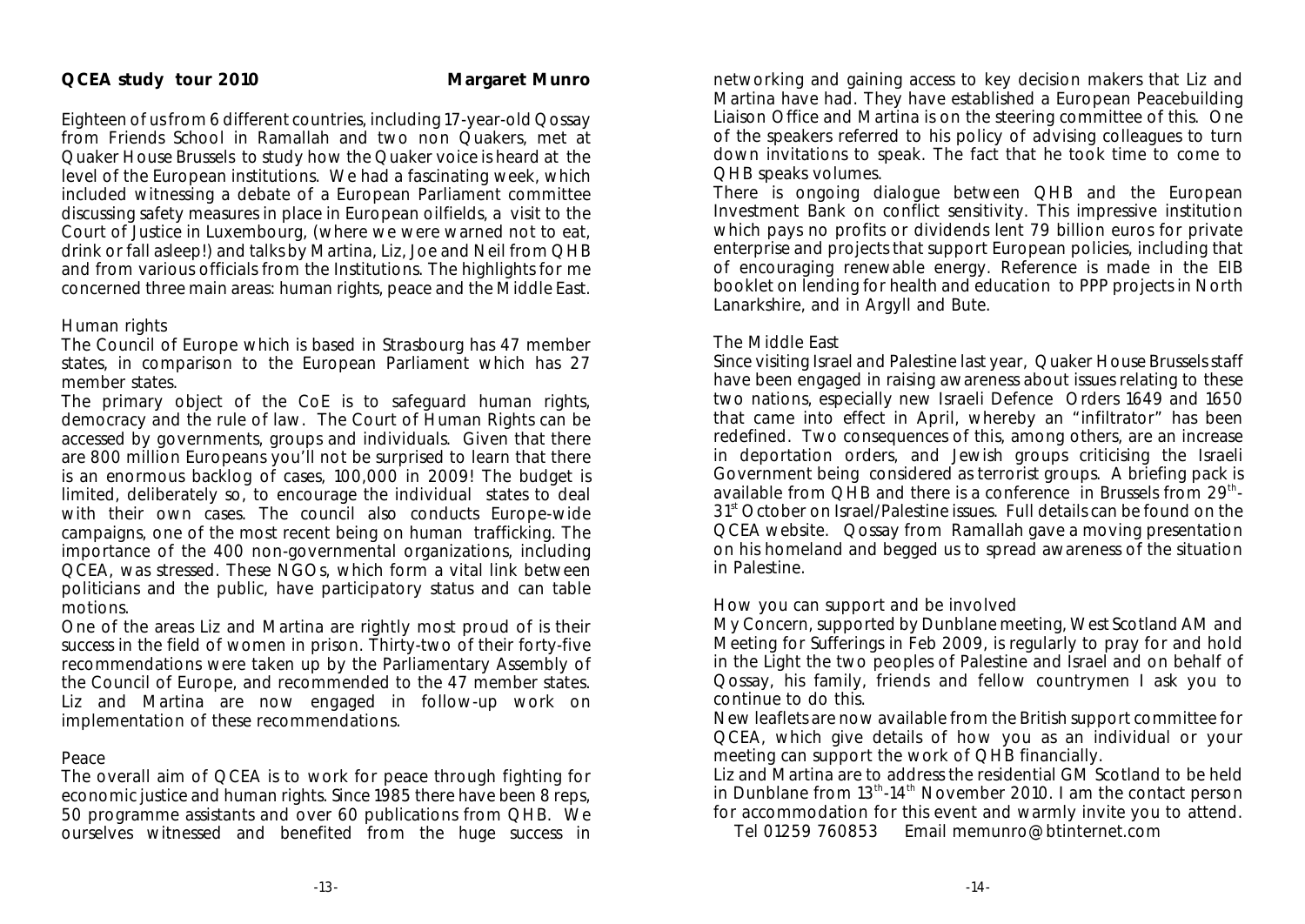## QCEA study tour 2010

**Margaret Munro**

Eighteen of us from 6 different countries, including 17-year-old Qossay from Friends School in Ramallah and two non Quakers, met at Quaker House Brussels to study how the Quaker voice is heard at the level of the European institutions. We had a fascinating week, which included witnessing a debate of a European Parliament committee discussing safety measures in place in European oilfields, a visit to the Court of Justice in Luxembourg, (where we were warned not to eat, drink or fall asleep!) and talks by Martina, Liz, Joe and Neil from QHB and from various officials from the Institutions. The highlights for me concerned three main areas: human rights, peace and the Middle East.

### Human rights

The Council of Europe which is based in Strasbourg has 47 member states, in comparison to the European Parliament which has 27 member states.

The primary object of the CoE is to safeguard human rights, democracy and the rule of law. The Court of Human Rights can be accessed by governments, groups and individuals. Given that there are 800 million Europeans you'll not be surprised to learn that there is an enormous backlog of cases, 100,000 in 2009! The budget is limited, deliberately so, to encourage the individual states to deal with their own cases. The council also conducts Europe-wide campaigns, one of the most recent being on human trafficking. The importance of the 400 non-governmental organizations, including QCEA, was stressed. These NGOs, which form a vital link between politicians and the public, have participatory status and can table motions.

One of the areas Liz and Martina are rightly most proud of is their success in the field of women in prison. Thirty-two of their forty-five recommendations were taken up by the Parliamentary Assembly of the Council of Europe, and recommended to the 47 member states. Liz and Martina are now engaged in follow-up work on implementation of these recommendations.

### Peace

The overall aim of QCEA is to work for peace through fighting for economic justice and human rights. Since 1985 there have been 8 reps, 50 programme assistants and over 60 publications from QHB. We ourselves witnessed and benefited from the huge success in networking and gaining access to key decision makers that Liz and Martina have had. They have established a European Peacebuilding Liaison Office and Martina is on the steering committee of this. One of the speakers referred to his policy of advising colleagues to turn down invitations to speak. The fact that he took time to come to QHB speaks volumes.

There is ongoing dialogue between QHB and the European Investment Bank on conflict sensitivity. This impressive institution which pays no profits or dividends lent 79 billion euros for private enterprise and projects that support European policies, including that of encouraging renewable energy. Reference is made in the EIB booklet on lending for health and education to PPP projects in North Lanarkshire, and in Argyll and Bute.

### The Middle East

Since visiting Israel and Palestine last year, Quaker House Brussels staff have been engaged in raising awareness about issues relating to these two nations, especially new Israeli Defence Orders 1649 and 1650 that came into effect in April, whereby an "infiltrator" has been redefined. Two consequences of this, among others, are an increase in deportation orders, and Jewish groups criticising the Israeli Government being considered as terrorist groups. A briefing pack is available from QHB and there is a conference in Brussels from 29th-31st October on Israel/Palestine issues. Full details can be found on the QCEA website. Qossay from Ramallah gave a moving presentation on his homeland and begged us to spread awareness of the situation in Palestine.

### How you can support and be involved

My Concern, supported by Dunblane meeting, West Scotland AM and Meeting for Sufferings in Feb 2009, is regularly to pray for and hold in the Light the two peoples of Palestine and Israel and on behalf of Qossay, his family, friends and fellow countrymen I ask you to continue to do this.

New leaflets are now available from the British support committee for QCEA, which give details of how you as an individual or your meeting can support the work of QHB financially.

Liz and Martina are to address the residential GM Scotland to be held in Dunblane from 13th-14th November 2010. I am the contact person for accommodation for this event and warmly invite you to attend.

Tel 01259 760853 Email memunro@btinternet.com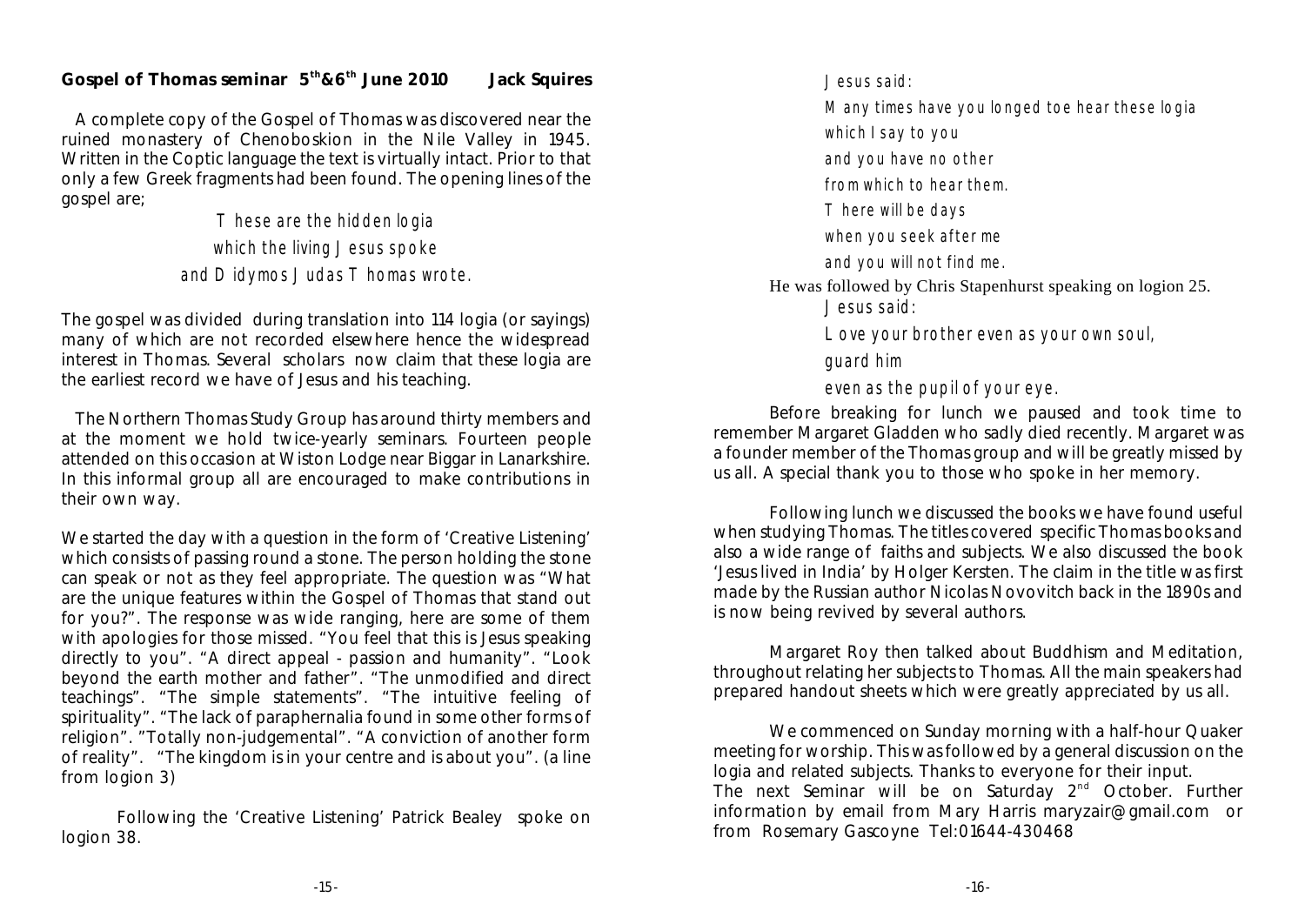**Gospel of Thomas seminar 5th&6th June 2010 Jack Squires**

A complete copy of the Gospel of Thomas was discovered near the ruined monastery of Chenoboskion in the Nile Valley in 1945. Written in the Coptic language the text is virtually intact. Prior to that only a few Greek fragments had been found. The opening lines of the gospel are;

> *These are the hidden logia*
> *which the living Jesus spoke*
> *and Didymos Judas Thomas wrote.*

The gospel was divided during translation into 114 logia (or sayings) many of which are not recorded elsewhere hence the widespread interest in Thomas. Several scholars now claim that these logia are the earliest record we have of Jesus and his teaching.

The Northern Thomas Study Group has around thirty members and at the moment we hold twice-yearly seminars. Fourteen people attended on this occasion at Wiston Lodge near Biggar in Lanarkshire. In this informal group all are encouraged to make contributions in their own way.

We started the day with a question in the form of 'Creative Listening' which consists of passing round a stone. The person holding the stone can speak or not as they feel appropriate. The question was "What are the unique features within the Gospel of Thomas that stand out for you?". The response was wide ranging, here are some of them with apologies for those missed. "You feel that this is Jesus speaking directly to you". "A direct appeal - passion and humanity". "Look beyond the earth mother and father". "The unmodified and direct teachings". "The simple statements". "The intuitive feeling of spirituality". "The lack of paraphernalia found in some other forms of religion". "Totally non-judgemental". "A conviction of another form of reality". "The kingdom is in your centre and is about you". (a line from logion 3)

Following the 'Creative Listening' Patrick Bealey spoke on logion 38.

> *Jesus said:*
> *Many times have you longed toe hear these logia*
> *which I say to you*
> *and you have no other*
> *from which to hear them.*
> *There will be days*
> *when you seek after me*
> *and you will not find me.*

He was followed by Chris Stapenhurst speaking on logion 25.

> *Jesus said:*
> *Love your brother even as your own soul,*
> *guard him*
> *even as the pupil of your eye.*

Before breaking for lunch we paused and took time to remember Margaret Gladden who sadly died recently. Margaret was a founder member of the Thomas group and will be greatly missed by us all. A special thank you to those who spoke in her memory.

Following lunch we discussed the books we have found useful when studying Thomas. The titles covered specific Thomas books and also a wide range of faiths and subjects. We also discussed the book 'Jesus lived in India' by Holger Kersten. The claim in the title was first made by the Russian author Nicolas Novovitch back in the 1890s and is now being revived by several authors.

Margaret Roy then talked about Buddhism and Meditation, throughout relating her subjects to Thomas. All the main speakers had prepared handout sheets which were greatly appreciated by us all.

We commenced on Sunday morning with a half-hour Quaker meeting for worship. This was followed by a general discussion on the logia and related subjects. Thanks to everyone for their input.
The next Seminar will be on Saturday 2nd October. Further information by email from Mary Harris maryzair@gmail.com or from Rosemary Gascoyne Tel:01644-430468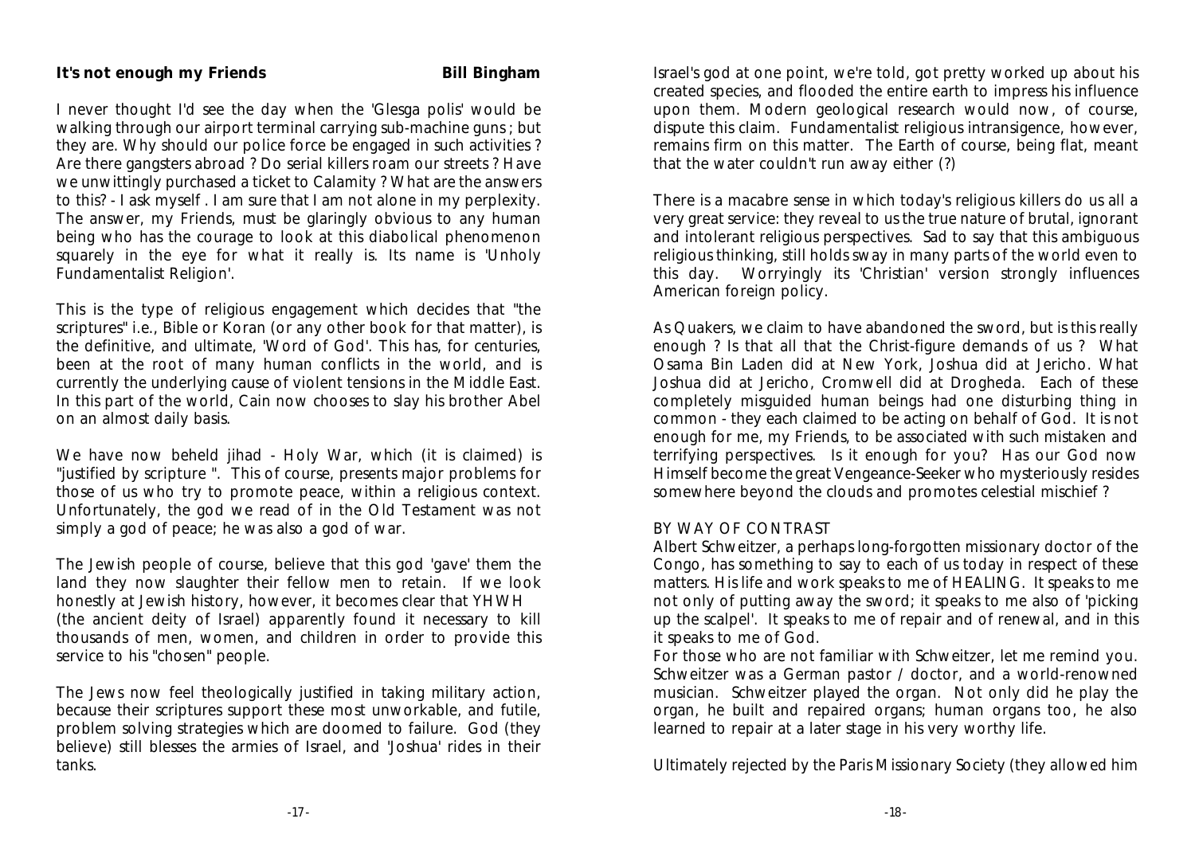**It's not enough my Friends** **Bill Bingham**

I never thought I'd see the day when the 'Glesga polis' would be walking through our airport terminal carrying sub-machine guns ; but they are. Why should our police force be engaged in such activities ? Are there gangsters abroad ? Do serial killers roam our streets ? Have we unwittingly purchased a ticket to Calamity ? What are the answers to this? - I ask myself . I am sure that I am not alone in my perplexity. The answer, my Friends, must be glaringly obvious to any human being who has the courage to look at this diabolical phenomenon squarely in the eye for what it really is. Its name is 'Unholy Fundamentalist Religion'.

This is the type of religious engagement which decides that "the scriptures" i.e., Bible or Koran (or any other book for that matter), is the definitive, and ultimate, 'Word of God'. This has, for centuries, been at the root of many human conflicts in the world, and is currently the underlying cause of violent tensions in the Middle East. In this part of the world, Cain now chooses to slay his brother Abel on an almost daily basis.

We have now beheld jihad - Holy War, which (it is claimed) is "justified by scripture ". This of course, presents major problems for those of us who try to promote peace, within a religious context. Unfortunately, the god we read of in the Old Testament was not simply a god of peace; he was also a god of war.

The Jewish people of course, believe that this god 'gave' them the land they now slaughter their fellow men to retain. If we look honestly at Jewish history, however, it becomes clear that YHWH (the ancient deity of Israel) apparently found it necessary to kill thousands of men, women, and children in order to provide this service to his "chosen" people.

The Jews now feel theologically justified in taking military action, because their scriptures support these most unworkable, and futile, problem solving strategies which are doomed to failure. God (they believe) still blesses the armies of Israel, and 'Joshua' rides in their tanks.

Israel's god at one point, we're told, got pretty worked up about his created species, and flooded the entire earth to impress his influence upon them. Modern geological research would now, of course, dispute this claim. Fundamentalist religious intransigence, however, remains firm on this matter. The Earth of course, being flat, meant that the water couldn't run away either (?)

There is a macabre sense in which today's religious killers do us all a very great service: they reveal to us the true nature of brutal, ignorant and intolerant religious perspectives. Sad to say that this ambiguous religious thinking, still holds sway in many parts of the world even to this day. Worryingly its 'Christian' version strongly influences American foreign policy.

As Quakers, we claim to have abandoned the sword, but is this really enough ? Is that all that the Christ-figure demands of us ? What Osama Bin Laden did at New York, Joshua did at Jericho. What Joshua did at Jericho, Cromwell did at Drogheda. Each of these completely misguided human beings had one disturbing thing in common - they each claimed to be acting on behalf of God. It is not enough for me, my Friends, to be associated with such mistaken and terrifying perspectives. Is it enough for you? Has our God now Himself become the great Vengeance-Seeker who mysteriously resides somewhere beyond the clouds and promotes celestial mischief ?

BY WAY OF CONTRAST

Albert Schweitzer, a perhaps long-forgotten missionary doctor of the Congo, has something to say to each of us today in respect of these matters. His life and work speaks to me of HEALING. It speaks to me not only of putting away the sword; it speaks to me also of 'picking up the scalpel'. It speaks to me of repair and of renewal, and in this it speaks to me of God.

For those who are not familiar with Schweitzer, let me remind you. Schweitzer was a German pastor / doctor, and a world-renowned musician. Schweitzer played the organ. Not only did he play the organ, he built and repaired organs; human organs too, he also learned to repair at a later stage in his very worthy life.

Ultimately rejected by the Paris Missionary Society (they allowed him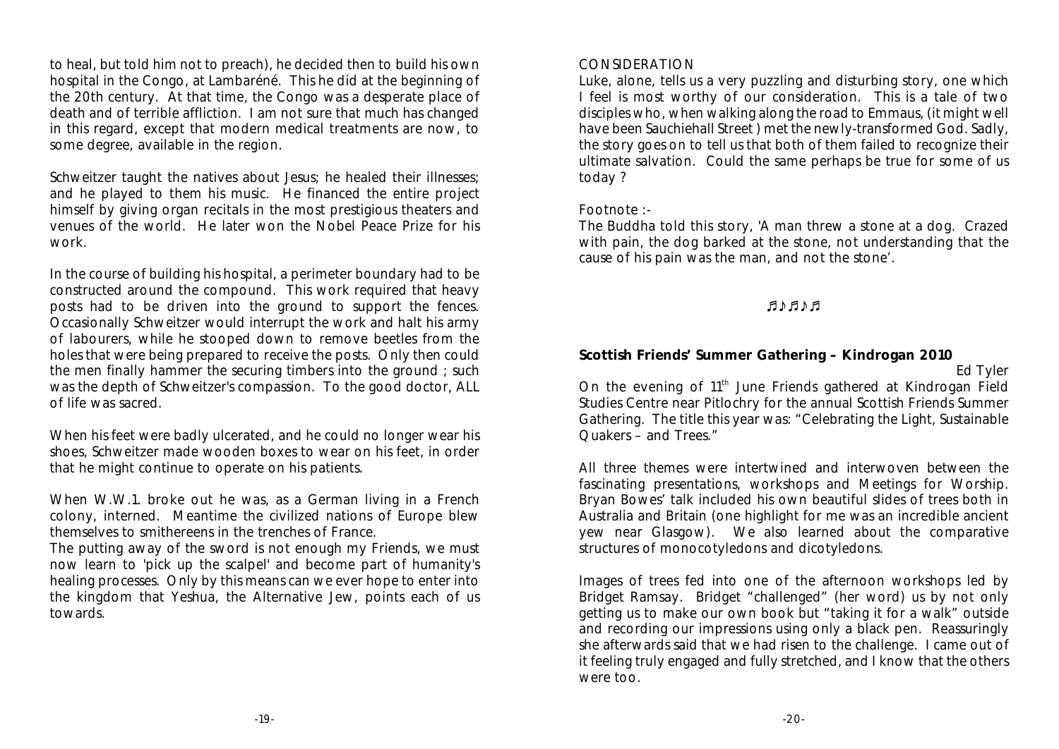to heal, but told him not to preach), he decided then to build his own hospital in the Congo, at Lambaréné. This he did at the beginning of the 20th century. At that time, the Congo was a desperate place of death and of terrible affliction. I am not sure that much has changed in this regard, except that modern medical treatments are now, to some degree, available in the region.

Schweitzer taught the natives about Jesus; he healed their illnesses; and he played to them his music. He financed the entire project himself by giving organ recitals in the most prestigious theaters and venues of the world. He later won the Nobel Peace Prize for his work.

In the course of building his hospital, a perimeter boundary had to be constructed around the compound. This work required that heavy posts had to be driven into the ground to support the fences. Occasionally Schweitzer would interrupt the work and halt his army of labourers, while he stooped down to remove beetles from the holes that were being prepared to receive the posts. Only then could the men finally hammer the securing timbers into the ground ; such was the depth of Schweitzer's compassion. To the good doctor, ALL of life was sacred.

When his feet were badly ulcerated, and he could no longer wear his shoes, Schweitzer made wooden boxes to wear on his feet, in order that he might continue to operate on his patients.

When W.W.1. broke out he was, as a German living in a French colony, interned. Meantime the civilized nations of Europe blew themselves to smithereens in the trenches of France.

The putting away of the sword is not enough my Friends, we must now learn to 'pick up the scalpel' and become part of humanity's healing processes. Only by this means can we ever hope to enter into the kingdom that Yeshua, the Alternative Jew, points each of us towards.

CONSIDERATION

Luke, alone, tells us a very puzzling and disturbing story, one which I feel is most worthy of our consideration. This is a tale of two disciples who, when walking along the road to Emmaus, (it might well have been Sauchiehall Street ) met the newly-transformed God. Sadly, the story goes on to tell us that both of them failed to recognize their ultimate salvation. Could the same perhaps be true for some of us today ?

Footnote :-

The Buddha told this story, 'A man threw a stone at a dog. Crazed with pain, the dog barked at the stone, not understanding that the cause of his pain was the man, and not the stone'.

♬♪♬♪♬

**Scottish Friends' Summer Gathering – Kindrogan 2010**

Ed Tyler

On the evening of 11th June Friends gathered at Kindrogan Field Studies Centre near Pitlochry for the annual Scottish Friends Summer Gathering. The title this year was: "Celebrating the Light, Sustainable Quakers – and Trees."

All three themes were intertwined and interwoven between the fascinating presentations, workshops and Meetings for Worship. Bryan Bowes' talk included his own beautiful slides of trees both in Australia and Britain (one highlight for me was an incredible ancient yew near Glasgow). We also learned about the comparative structures of monocotyledons and dicotyledons.

Images of trees fed into one of the afternoon workshops led by Bridget Ramsay. Bridget "challenged" (her word) us by not only getting us to make our own book but "taking it for a walk" outside and recording our impressions using only a black pen. Reassuringly she afterwards said that we had risen to the challenge. I came out of it feeling truly engaged and fully stretched, and I know that the others were too.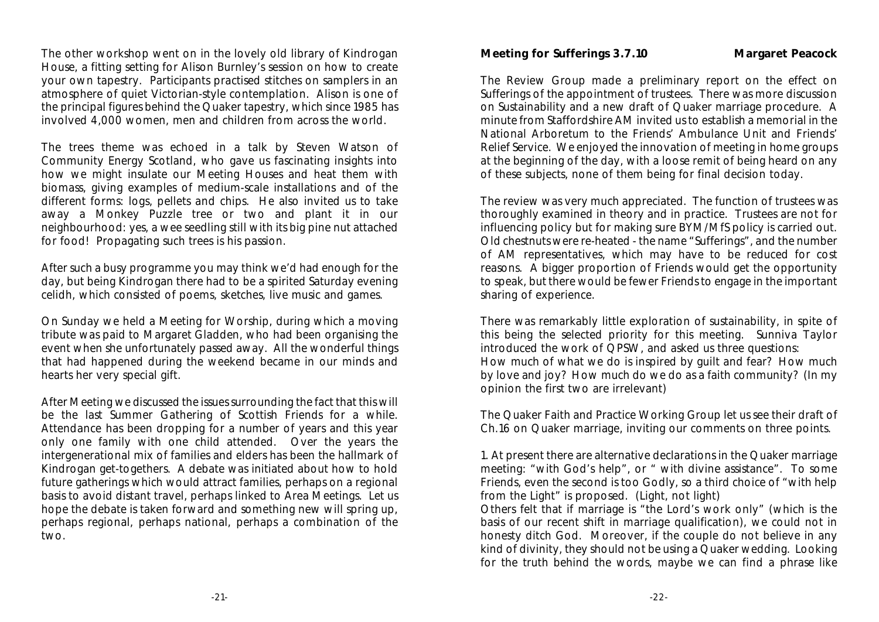The other workshop went on in the lovely old library of Kindrogan House, a fitting setting for Alison Burnley's session on how to create your own tapestry. Participants practised stitches on samplers in an atmosphere of quiet Victorian-style contemplation. Alison is one of the principal figures behind the Quaker tapestry, which since 1985 has involved 4,000 women, men and children from across the world.

The trees theme was echoed in a talk by Steven Watson of Community Energy Scotland, who gave us fascinating insights into how we might insulate our Meeting Houses and heat them with biomass, giving examples of medium-scale installations and of the different forms: logs, pellets and chips. He also invited us to take away a Monkey Puzzle tree or two and plant it in our neighbourhood: yes, a wee seedling still with its big pine nut attached for food! Propagating such trees is his passion.

After such a busy programme you may think we'd had enough for the day, but being Kindrogan there had to be a spirited Saturday evening celidh, which consisted of poems, sketches, live music and games.

On Sunday we held a Meeting for Worship, during which a moving tribute was paid to Margaret Gladden, who had been organising the event when she unfortunately passed away. All the wonderful things that had happened during the weekend became in our minds and hearts her very special gift.

After Meeting we discussed the issues surrounding the fact that this will be the last Summer Gathering of Scottish Friends for a while. Attendance has been dropping for a number of years and this year only one family with one child attended. Over the years the intergenerational mix of families and elders has been the hallmark of Kindrogan get-togethers. A debate was initiated about how to hold future gatherings which would attract families, perhaps on a regional basis to avoid distant travel, perhaps linked to Area Meetings. Let us hope the debate is taken forward and something new will spring up, perhaps regional, perhaps national, perhaps a combination of the two.

**Meeting for Sufferings 3.7.10** **Margaret Peacock**

The Review Group made a preliminary report on the effect on Sufferings of the appointment of trustees. There was more discussion on Sustainability and a new draft of Quaker marriage procedure. A minute from Staffordshire AM invited us to establish a memorial in the National Arboretum to the Friends' Ambulance Unit and Friends' Relief Service. We enjoyed the innovation of meeting in home groups at the beginning of the day, with a loose remit of being heard on any of these subjects, none of them being for final decision today.

The review was very much appreciated. The function of trustees was thoroughly examined in theory and in practice. Trustees are not for influencing policy but for making sure BYM/MfS policy is carried out. Old chestnuts were re-heated - the name "Sufferings", and the number of AM representatives, which may have to be reduced for cost reasons. A bigger proportion of Friends would get the opportunity to speak, but there would be fewer Friends to engage in the important sharing of experience.

There was remarkably little exploration of sustainability, in spite of this being the selected priority for this meeting. Sunniva Taylor introduced the work of QPSW, and asked us three questions:
How much of what we do is inspired by guilt and fear? How much by love and joy? How much do we do as a faith community? (In my opinion the first two are irrelevant)

The Quaker Faith and Practice Working Group let us see their draft of Ch.16 on Quaker marriage, inviting our comments on three points.

1. At present there are alternative declarations in the Quaker marriage meeting: "with God's help", or " with divine assistance". To some Friends, even the second is too Godly, so a third choice of "with help from the Light" is proposed. (Light, not light)
Others felt that if marriage is "the Lord's work only" (which is the basis of our recent shift in marriage qualification), we could not in honesty ditch God. Moreover, if the couple do not believe in any kind of divinity, they should not be using a Quaker wedding. Looking for the truth behind the words, maybe we can find a phrase like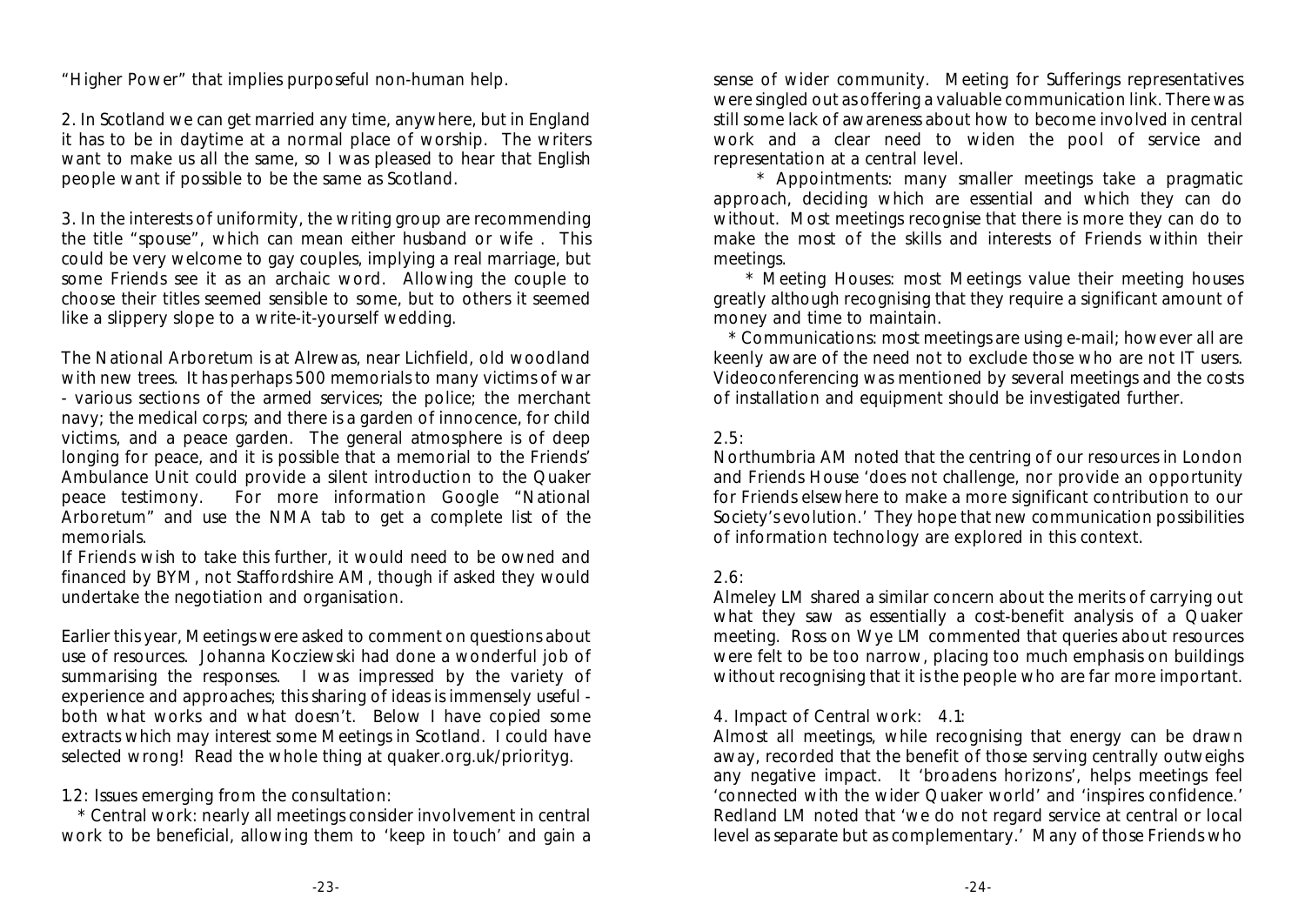"Higher Power" that implies purposeful non-human help.

2. In Scotland we can get married any time, anywhere, but in England it has to be in daytime at a normal place of worship. The writers want to make us all the same, so I was pleased to hear that English people want if possible to be the same as Scotland.

3. In the interests of uniformity, the writing group are recommending the title "spouse", which can mean either husband or wife . This could be very welcome to gay couples, implying a real marriage, but some Friends see it as an archaic word. Allowing the couple to choose their titles seemed sensible to some, but to others it seemed like a slippery slope to a write-it-yourself wedding.

The National Arboretum is at Alrewas, near Lichfield, old woodland with new trees. It has perhaps 500 memorials to many victims of war - various sections of the armed services; the police; the merchant navy; the medical corps; and there is a garden of innocence, for child victims, and a peace garden. The general atmosphere is of deep longing for peace, and it is possible that a memorial to the Friends' Ambulance Unit could provide a silent introduction to the Quaker peace testimony. For more information Google "National Arboretum" and use the NMA tab to get a complete list of the memorials.
If Friends wish to take this further, it would need to be owned and financed by BYM, not Staffordshire AM, though if asked they would undertake the negotiation and organisation.

Earlier this year, Meetings were asked to comment on questions about use of resources. Johanna Kocziewski had done a wonderful job of summarising the responses. I was impressed by the variety of experience and approaches; this sharing of ideas is immensely useful - both what works and what doesn't. Below I have copied some extracts which may interest some Meetings in Scotland. I could have selected wrong! Read the whole thing at quaker.org.uk/priorityg.

1.2: Issues emerging from the consultation:

* Central work: nearly all meetings consider involvement in central work to be beneficial, allowing them to 'keep in touch' and gain a sense of wider community. Meeting for Sufferings representatives were singled out as offering a valuable communication link. There was still some lack of awareness about how to become involved in central work and a clear need to widen the pool of service and representation at a central level.

* Appointments: many smaller meetings take a pragmatic approach, deciding which are essential and which they can do without. Most meetings recognise that there is more they can do to make the most of the skills and interests of Friends within their meetings.

* Meeting Houses: most Meetings value their meeting houses greatly although recognising that they require a significant amount of money and time to maintain.

* Communications: most meetings are using e-mail; however all are keenly aware of the need not to exclude those who are not IT users. Videoconferencing was mentioned by several meetings and the costs of installation and equipment should be investigated further.

2.5:
Northumbria AM noted that the centring of our resources in London and Friends House 'does not challenge, nor provide an opportunity for Friends elsewhere to make a more significant contribution to our Society's evolution.' They hope that new communication possibilities of information technology are explored in this context.

2.6:
Almeley LM shared a similar concern about the merits of carrying out what they saw as essentially a cost-benefit analysis of a Quaker meeting. Ross on Wye LM commented that queries about resources were felt to be too narrow, placing too much emphasis on buildings without recognising that it is the people who are far more important.

4. Impact of Central work: 4.1:
Almost all meetings, while recognising that energy can be drawn away, recorded that the benefit of those serving centrally outweighs any negative impact. It 'broadens horizons', helps meetings feel 'connected with the wider Quaker world' and 'inspires confidence.' Redland LM noted that 'we do not regard service at central or local level as separate but as complementary.' Many of those Friends who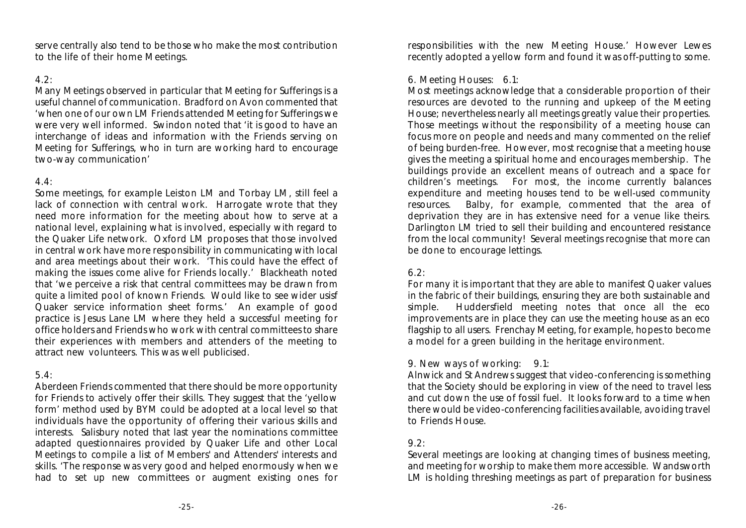serve centrally also tend to be those who make the most contribution to the life of their home Meetings.

4.2:

Many Meetings observed in particular that Meeting for Sufferings is a useful channel of communication. Bradford on Avon commented that 'when one of our own LM Friends attended Meeting for Sufferings we were very well informed. Swindon noted that 'it is good to have an interchange of ideas and information with the Friends serving on Meeting for Sufferings, who in turn are working hard to encourage two-way communication'

4.4:

Some meetings, for example Leiston LM and Torbay LM, still feel a lack of connection with central work. Harrogate wrote that they need more information for the meeting about how to serve at a national level, explaining what is involved, especially with regard to the Quaker Life network. Oxford LM proposes that those involved in central work have more responsibility in communicating with local and area meetings about their work. 'This could have the effect of making the issues come alive for Friends locally.' Blackheath noted that 'we perceive a risk that central committees may be drawn from quite a limited pool of known Friends. Would like to see wider usisf Quaker service information sheet forms.' An example of good practice is Jesus Lane LM where they held a successful meeting for office holders and Friends who work with central committees to share their experiences with members and attenders of the meeting to attract new volunteers. This was well publicised.

5.4:

Aberdeen Friends commented that there should be more opportunity for Friends to actively offer their skills. They suggest that the 'yellow form' method used by BYM could be adopted at a local level so that individuals have the opportunity of offering their various skills and interests. Salisbury noted that last year the nominations committee adapted questionnaires provided by Quaker Life and other Local Meetings to compile a list of Members' and Attenders' interests and skills. 'The response was very good and helped enormously when we had to set up new committees or augment existing ones for responsibilities with the new Meeting House.' However Lewes recently adopted a yellow form and found it was off-putting to some.

6. Meeting Houses: 6.1:

Most meetings acknowledge that a considerable proportion of their resources are devoted to the running and upkeep of the Meeting House; nevertheless nearly all meetings greatly value their properties. Those meetings without the responsibility of a meeting house can focus more on people and needs and many commented on the relief of being burden-free. However, most recognise that a meeting house gives the meeting a spiritual home and encourages membership. The buildings provide an excellent means of outreach and a space for children's meetings. For most, the income currently balances expenditure and meeting houses tend to be well-used community resources. Balby, for example, commented that the area of deprivation they are in has extensive need for a venue like theirs. Darlington LM tried to sell their building and encountered resistance from the local community! Several meetings recognise that more can be done to encourage lettings.

6.2:

For many it is important that they are able to manifest Quaker values in the fabric of their buildings, ensuring they are both sustainable and simple. Huddersfield meeting notes that once all the eco improvements are in place they can use the meeting house as an eco flagship to all users. Frenchay Meeting, for example, hopes to become a model for a green building in the heritage environment.

9. New ways of working: 9.1:

Alnwick and St Andrews suggest that video-conferencing is something that the Society should be exploring in view of the need to travel less and cut down the use of fossil fuel. It looks forward to a time when there would be video-conferencing facilities available, avoiding travel to Friends House.

9.2:

Several meetings are looking at changing times of business meeting, and meeting for worship to make them more accessible. Wandsworth LM is holding threshing meetings as part of preparation for business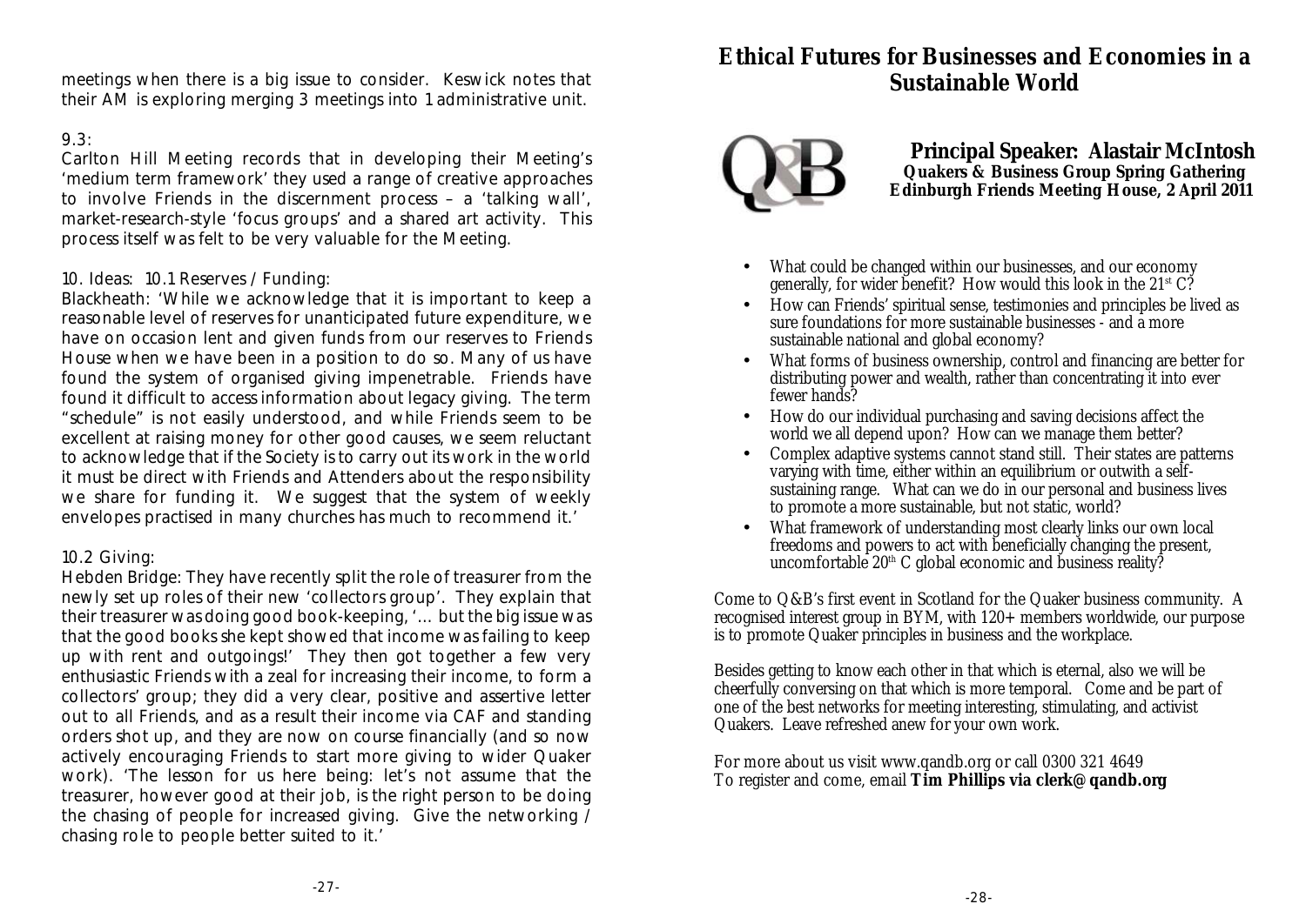meetings when there is a big issue to consider. Keswick notes that their AM is exploring merging 3 meetings into 1 administrative unit.

9.3:

Carlton Hill Meeting records that in developing their Meeting's 'medium term framework' they used a range of creative approaches to involve Friends in the discernment process – a 'talking wall', market-research-style 'focus groups' and a shared art activity. This process itself was felt to be very valuable for the Meeting.

10. Ideas: 10.1 Reserves / Funding:

Blackheath: 'While we acknowledge that it is important to keep a reasonable level of reserves for unanticipated future expenditure, we have on occasion lent and given funds from our reserves to Friends House when we have been in a position to do so. Many of us have found the system of organised giving impenetrable. Friends have found it difficult to access information about legacy giving. The term "schedule" is not easily understood, and while Friends seem to be excellent at raising money for other good causes, we seem reluctant to acknowledge that if the Society is to carry out its work in the world it must be direct with Friends and Attenders about the responsibility we share for funding it. We suggest that the system of weekly envelopes practised in many churches has much to recommend it.'

10.2 Giving:

Hebden Bridge: They have recently split the role of treasurer from the newly set up roles of their new 'collectors group'. They explain that their treasurer was doing good book-keeping, '… but the big issue was that the good books she kept showed that income was failing to keep up with rent and outgoings!' They then got together a few very enthusiastic Friends with a zeal for increasing their income, to form a collectors' group; they did a very clear, positive and assertive letter out to all Friends, and as a result their income via CAF and standing orders shot up, and they are now on course financially (and so now actively encouraging Friends to start more giving to wider Quaker work). 'The lesson for us here being: let's not assume that the treasurer, however good at their job, is the right person to be doing the chasing of people for increased giving. Give the networking / chasing role to people better suited to it.'

# Ethical Futures for Businesses and Economies in a Sustainable World

**Principal Speaker: Alastair McIntosh**
**Quakers & Business Group Spring Gathering**
**Edinburgh Friends Meeting House, 2 April 2011**

- What could be changed within our businesses, and our economy generally, for wider benefit? How would this look in the 21st C?
- How can Friends' spiritual sense, testimonies and principles be lived as sure foundations for more sustainable businesses - and a more sustainable national and global economy?
- What forms of business ownership, control and financing are better for distributing power and wealth, rather than concentrating it into ever fewer hands?
- How do our individual purchasing and saving decisions affect the world we all depend upon? How can we manage them better?
- Complex adaptive systems cannot stand still. Their states are patterns varying with time, either within an equilibrium or outwith a self-sustaining range. What can we do in our personal and business lives to promote a more sustainable, but not static, world?
- What framework of understanding most clearly links our own local freedoms and powers to act with beneficially changing the present, uncomfortable 20th C global economic and business reality?

Come to Q&B's first event in Scotland for the Quaker business community. A recognised interest group in BYM, with 120+ members worldwide, our purpose is to promote Quaker principles in business and the workplace.

Besides getting to know each other in that which is eternal, also we will be cheerfully conversing on that which is more temporal. Come and be part of one of the best networks for meeting interesting, stimulating, and activist Quakers. Leave refreshed anew for your own work.

For more about us visit www.qandb.org or call 0300 321 4649
To register and come, email **Tim Phillips via clerk@qandb.org**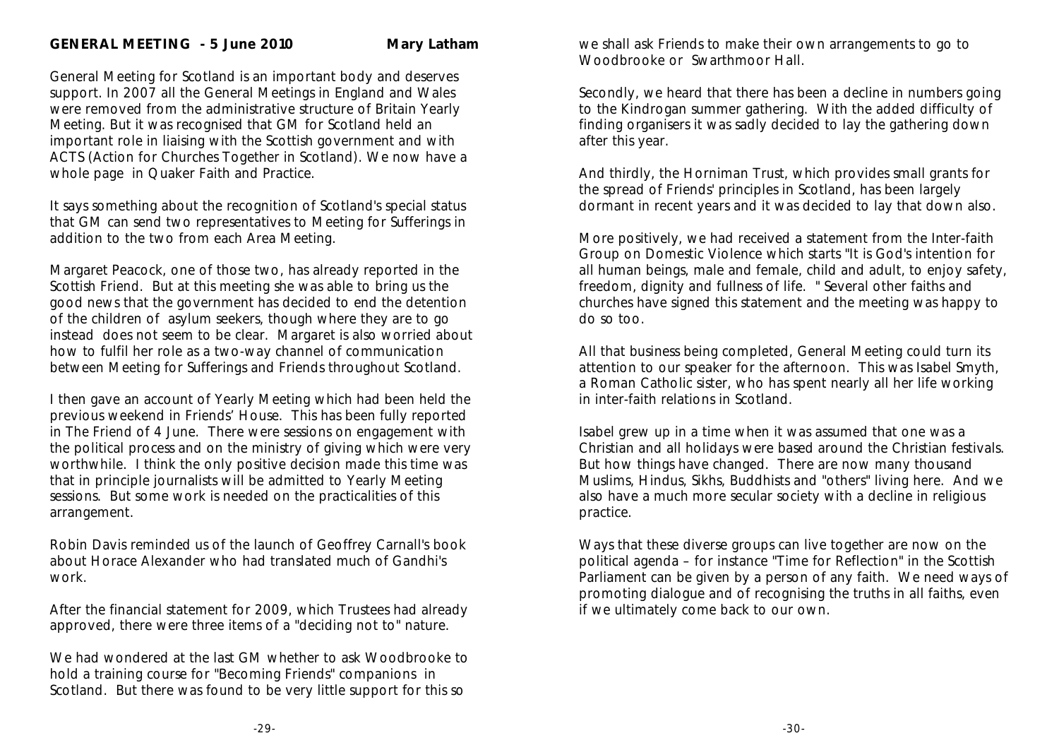**GENERAL MEETING - 5 June 2010** **Mary Latham**

General Meeting for Scotland is an important body and deserves support. In 2007 all the General Meetings in England and Wales were removed from the administrative structure of Britain Yearly Meeting. But it was recognised that GM for Scotland held an important role in liaising with the Scottish government and with ACTS (Action for Churches Together in Scotland). We now have a whole page in Quaker Faith and Practice.

It says something about the recognition of Scotland's special status that GM can send two representatives to Meeting for Sufferings in addition to the two from each Area Meeting.

Margaret Peacock, one of those two, has already reported in the Scottish Friend. But at this meeting she was able to bring us the good news that the government has decided to end the detention of the children of asylum seekers, though where they are to go instead does not seem to be clear. Margaret is also worried about how to fulfil her role as a two-way channel of communication between Meeting for Sufferings and Friends throughout Scotland.

I then gave an account of Yearly Meeting which had been held the previous weekend in Friends' House. This has been fully reported in The Friend of 4 June. There were sessions on engagement with the political process and on the ministry of giving which were very worthwhile. I think the only positive decision made this time was that in principle journalists will be admitted to Yearly Meeting sessions. But some work is needed on the practicalities of this arrangement.

Robin Davis reminded us of the launch of Geoffrey Carnall's book about Horace Alexander who had translated much of Gandhi's work.

After the financial statement for 2009, which Trustees had already approved, there were three items of a "deciding not to" nature.

We had wondered at the last GM whether to ask Woodbrooke to hold a training course for "Becoming Friends" companions in Scotland. But there was found to be very little support for this so we shall ask Friends to make their own arrangements to go to Woodbrooke or Swarthmoor Hall.

Secondly, we heard that there has been a decline in numbers going to the Kindrogan summer gathering. With the added difficulty of finding organisers it was sadly decided to lay the gathering down after this year.

And thirdly, the Horniman Trust, which provides small grants for the spread of Friends' principles in Scotland, has been largely dormant in recent years and it was decided to lay that down also.

More positively, we had received a statement from the Inter-faith Group on Domestic Violence which starts "It is God's intention for all human beings, male and female, child and adult, to enjoy safety, freedom, dignity and fullness of life. " Several other faiths and churches have signed this statement and the meeting was happy to do so too.

All that business being completed, General Meeting could turn its attention to our speaker for the afternoon. This was Isabel Smyth, a Roman Catholic sister, who has spent nearly all her life working in inter-faith relations in Scotland.

Isabel grew up in a time when it was assumed that one was a Christian and all holidays were based around the Christian festivals. But how things have changed. There are now many thousand Muslims, Hindus, Sikhs, Buddhists and "others" living here. And we also have a much more secular society with a decline in religious practice.

Ways that these diverse groups can live together are now on the political agenda – for instance "Time for Reflection" in the Scottish Parliament can be given by a person of any faith. We need ways of promoting dialogue and of recognising the truths in all faiths, even if we ultimately come back to our own.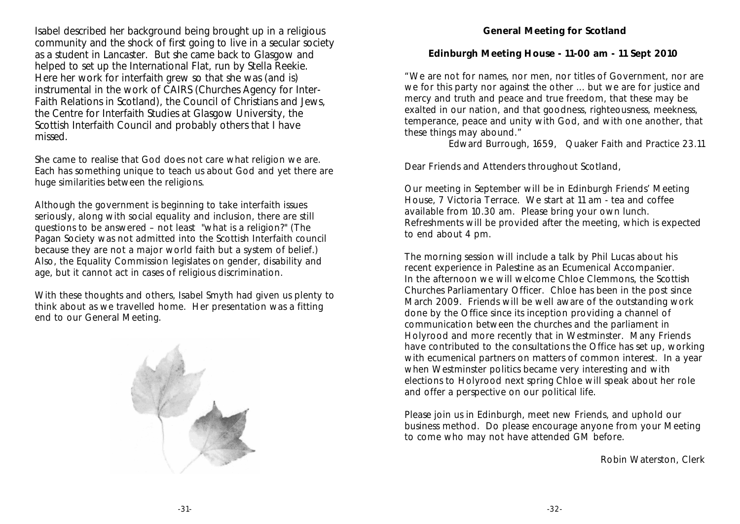Isabel described her background being brought up in a religious community and the shock of first going to live in a secular society as a student in Lancaster. But she came back to Glasgow and helped to set up the International Flat, run by Stella Reekie. Here her work for interfaith grew so that she was (and is) instrumental in the work of CAIRS (Churches Agency for Inter-Faith Relations in Scotland), the Council of Christians and Jews, the Centre for Interfaith Studies at Glasgow University, the Scottish Interfaith Council and probably others that I have missed.

She came to realise that God does not care what religion we are. Each has something unique to teach us about God and yet there are huge similarities between the religions.

Although the government is beginning to take interfaith issues seriously, along with social equality and inclusion, there are still questions to be answered – not least "what is a religion?" (The Pagan Society was not admitted into the Scottish Interfaith council because they are not a major world faith but a system of belief.) Also, the Equality Commission legislates on gender, disability and age, but it cannot act in cases of religious discrimination.

With these thoughts and others, Isabel Smyth had given us plenty to think about as we travelled home. Her presentation was a fitting end to our General Meeting.

**General Meeting for Scotland**

**Edinburgh Meeting House - 11-00 am - 11 Sept 2010**

"We are not for names, nor men, nor titles of Government, nor are we for this party nor against the other ... but we are for justice and mercy and truth and peace and true freedom, that these may be exalted in our nation, and that goodness, righteousness, meekness, temperance, peace and unity with God, and with one another, that these things may abound."

Edward Burrough, 1659, Quaker Faith and Practice 23.11

Dear Friends and Attenders throughout Scotland,

Our meeting in September will be in Edinburgh Friends' Meeting House, 7 Victoria Terrace. We start at 11 am - tea and coffee available from 10.30 am. Please bring your own lunch. Refreshments will be provided after the meeting, which is expected to end about 4 pm.

The morning session will include a talk by Phil Lucas about his recent experience in Palestine as an Ecumenical Accompanier. In the afternoon we will welcome Chloe Clemmons, the Scottish Churches Parliamentary Officer. Chloe has been in the post since March 2009. Friends will be well aware of the outstanding work done by the Office since its inception providing a channel of communication between the churches and the parliament in Holyrood and more recently that in Westminster. Many Friends have contributed to the consultations the Office has set up, working with ecumenical partners on matters of common interest. In a year when Westminster politics became very interesting and with elections to Holyrood next spring Chloe will speak about her role and offer a perspective on our political life.

Please join us in Edinburgh, meet new Friends, and uphold our business method. Do please encourage anyone from your Meeting to come who may not have attended GM before.

Robin Waterston, Clerk